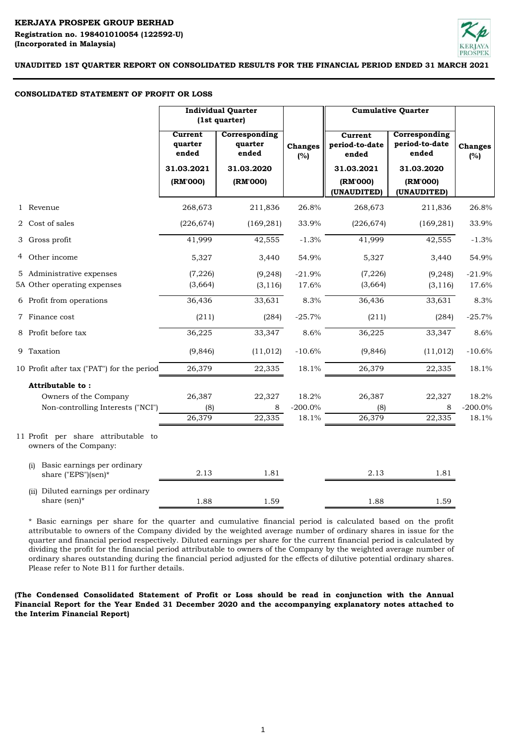**KERJAYA PROSPEK GROUP BERHAD**
**Registration no. 198401010054 (122592-U)**
**(Incorporated in Malaysia)**

**UNAUDITED 1ST QUARTER REPORT ON CONSOLIDATED RESULTS FOR THE FINANCIAL PERIOD ENDED 31 MARCH 2021**

## CONSOLIDATED STATEMENT OF PROFIT OR LOSS

| | Individual Quarter (1st quarter) | | | Cumulative Quarter | | |
|---|---|---|---|---|---|---|
| | Current quarter ended | Corresponding quarter ended | Changes (%) | Current period-to-date ended | Corresponding period-to-date ended | Changes (%) |
| | 31.03.2021 | 31.03.2020 | | 31.03.2021 | 31.03.2020 | |
| | (RM'000) | (RM'000) | | (RM'000) (UNAUDITED) | (RM'000) (UNAUDITED) | |
| 1 Revenue | 268,673 | 211,836 | 26.8% | 268,673 | 211,836 | 26.8% |
| 2 Cost of sales | (226,674) | (169,281) | 33.9% | (226,674) | (169,281) | 33.9% |
| 3 Gross profit | 41,999 | 42,555 | -1.3% | 41,999 | 42,555 | -1.3% |
| 4 Other income | 5,327 | 3,440 | 54.9% | 5,327 | 3,440 | 54.9% |
| 5 Administrative expenses | (7,226) | (9,248) | -21.9% | (7,226) | (9,248) | -21.9% |
| 5A Other operating expenses | (3,664) | (3,116) | 17.6% | (3,664) | (3,116) | 17.6% |
| 6 Profit from operations | 36,436 | 33,631 | 8.3% | 36,436 | 33,631 | 8.3% |
| 7 Finance cost | (211) | (284) | -25.7% | (211) | (284) | -25.7% |
| 8 Profit before tax | 36,225 | 33,347 | 8.6% | 36,225 | 33,347 | 8.6% |
| 9 Taxation | (9,846) | (11,012) | -10.6% | (9,846) | (11,012) | -10.6% |
| 10 Profit after tax ("PAT") for the period | 26,379 | 22,335 | 18.1% | 26,379 | 22,335 | 18.1% |
| **Attributable to :** | | | | | | |
| Owners of the Company | 26,387 | 22,327 | 18.2% | 26,387 | 22,327 | 18.2% |
| Non-controlling Interests ("NCI") | (8) | 8 | -200.0% | (8) | 8 | -200.0% |
| | 26,379 | 22,335 | 18.1% | 26,379 | 22,335 | 18.1% |
| 11 Profit per share attributable to owners of the Company: | | | | | | |
| (i) Basic earnings per ordinary share ("EPS")(sen)* | 2.13 | 1.81 | | 2.13 | 1.81 | |
| (ii) Diluted earnings per ordinary share (sen)* | 1.88 | 1.59 | | 1.88 | 1.59 | |

\* Basic earnings per share for the quarter and cumulative financial period is calculated based on the profit attributable to owners of the Company divided by the weighted average number of ordinary shares in issue for the quarter and financial period respectively. Diluted earnings per share for the current financial period is calculated by dividing the profit for the financial period attributable to owners of the Company by the weighted average number of ordinary shares outstanding during the financial period adjusted for the effects of dilutive potential ordinary shares. Please refer to Note B11 for further details.

**(The Condensed Consolidated Statement of Profit or Loss should be read in conjunction with the Annual Financial Report for the Year Ended 31 December 2020 and the accompanying explanatory notes attached to the Interim Financial Report)**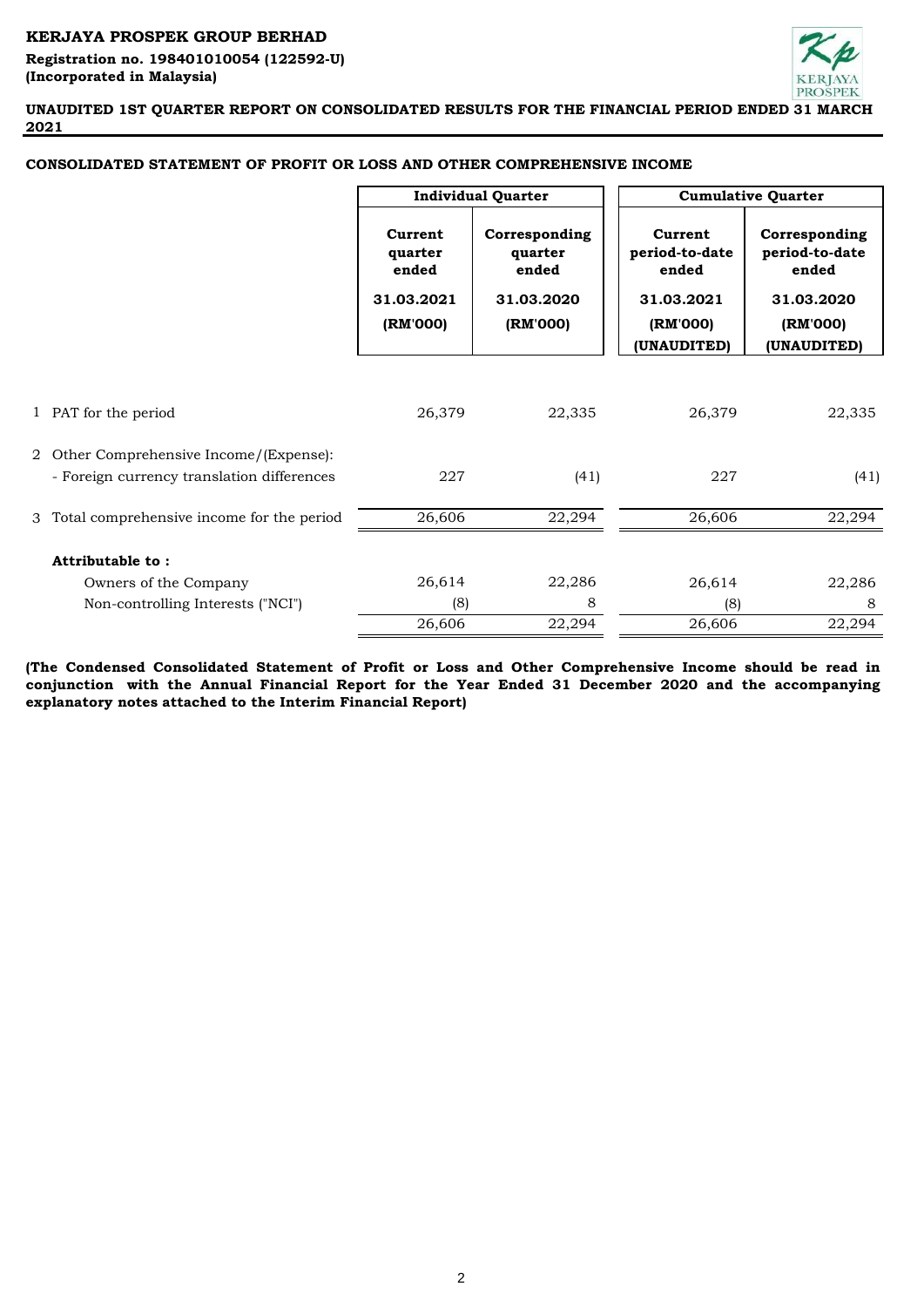**KERJAYA PROSPEK GROUP BERHAD**
**Registration no. 198401010054 (122592-U)**
**(Incorporated in Malaysia)**

**UNAUDITED 1ST QUARTER REPORT ON CONSOLIDATED RESULTS FOR THE FINANCIAL PERIOD ENDED 31 MARCH 2021**

**CONSOLIDATED STATEMENT OF PROFIT OR LOSS AND OTHER COMPREHENSIVE INCOME**

| | | Individual Quarter | | Cumulative Quarter | |
|---|---|---|---|---|---|
| | | Current quarter ended 31.03.2021 (RM'000) | Corresponding quarter ended 31.03.2020 (RM'000) | Current period-to-date ended 31.03.2021 (RM'000) (UNAUDITED) | Corresponding period-to-date ended 31.03.2020 (RM'000) (UNAUDITED) |
| 1 | PAT for the period | 26,379 | 22,335 | 26,379 | 22,335 |
| 2 | Other Comprehensive Income/(Expense): | | | | |
| | - Foreign currency translation differences | 227 | (41) | 227 | (41) |
| 3 | Total comprehensive income for the period | 26,606 | 22,294 | 26,606 | 22,294 |
| | **Attributable to :** | | | | |
| | Owners of the Company | 26,614 | 22,286 | 26,614 | 22,286 |
| | Non-controlling Interests ("NCI") | (8) | 8 | (8) | 8 |
| | | 26,606 | 22,294 | 26,606 | 22,294 |

**(The Condensed Consolidated Statement of Profit or Loss and Other Comprehensive Income should be read in conjunction with the Annual Financial Report for the Year Ended 31 December 2020 and the accompanying explanatory notes attached to the Interim Financial Report)**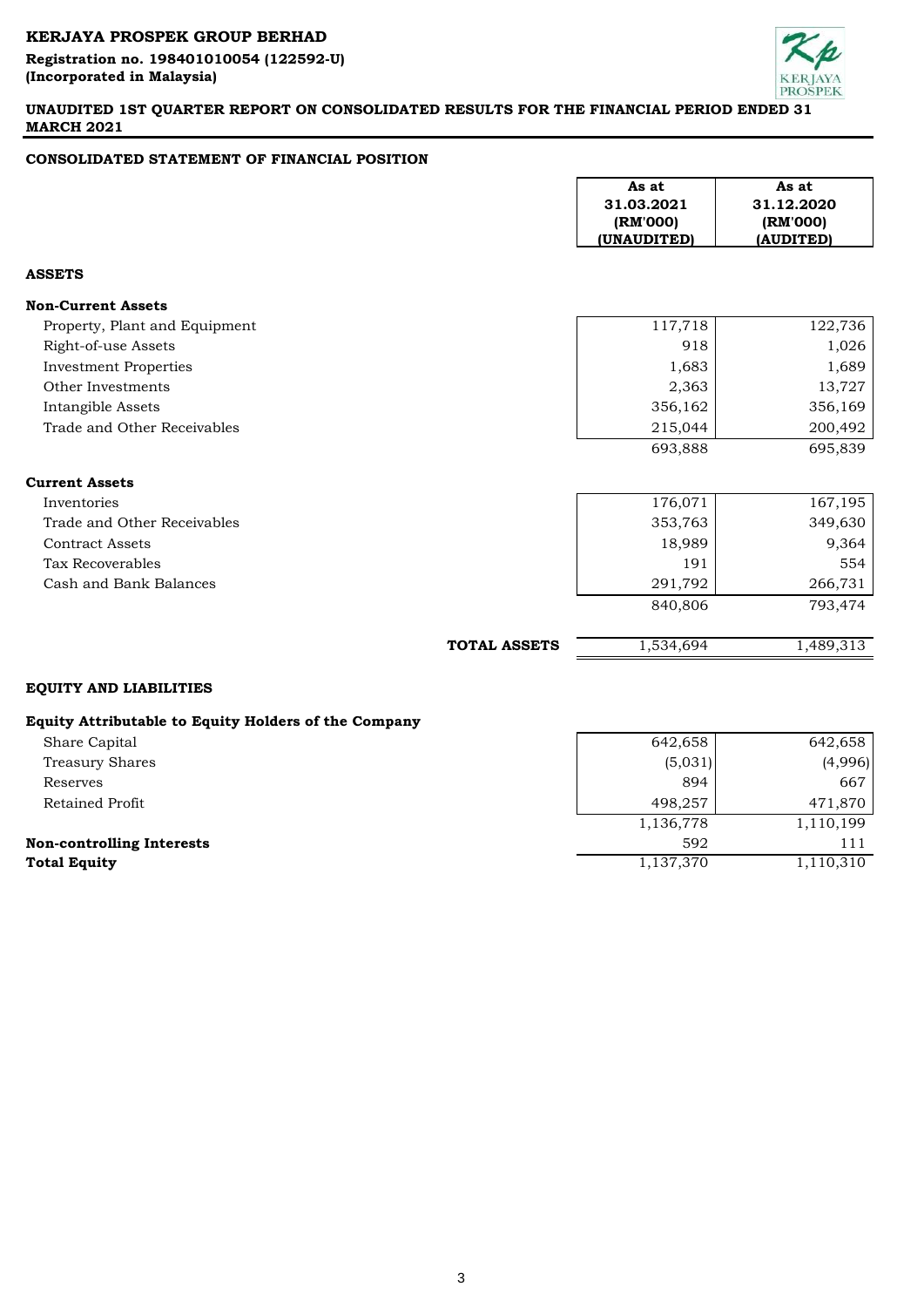**KERJAYA PROSPEK GROUP BERHAD**
**Registration no. 198401010054 (122592-U)**
**(Incorporated in Malaysia)**

**UNAUDITED 1ST QUARTER REPORT ON CONSOLIDATED RESULTS FOR THE FINANCIAL PERIOD ENDED 31 MARCH 2021**

## CONSOLIDATED STATEMENT OF FINANCIAL POSITION

| | As at 31.03.2021 (RM'000) (UNAUDITED) | As at 31.12.2020 (RM'000) (AUDITED) |
|---|---|---|
| **ASSETS** | | |
| **Non-Current Assets** | | |
| Property, Plant and Equipment | 117,718 | 122,736 |
| Right-of-use Assets | 918 | 1,026 |
| Investment Properties | 1,683 | 1,689 |
| Other Investments | 2,363 | 13,727 |
| Intangible Assets | 356,162 | 356,169 |
| Trade and Other Receivables | 215,044 | 200,492 |
| | 693,888 | 695,839 |
| **Current Assets** | | |
| Inventories | 176,071 | 167,195 |
| Trade and Other Receivables | 353,763 | 349,630 |
| Contract Assets | 18,989 | 9,364 |
| Tax Recoverables | 191 | 554 |
| Cash and Bank Balances | 291,792 | 266,731 |
| | 840,806 | 793,474 |
| **TOTAL ASSETS** | 1,534,694 | 1,489,313 |
| **EQUITY AND LIABILITIES** | | |
| **Equity Attributable to Equity Holders of the Company** | | |
| Share Capital | 642,658 | 642,658 |
| Treasury Shares | (5,031) | (4,996) |
| Reserves | 894 | 667 |
| Retained Profit | 498,257 | 471,870 |
| | 1,136,778 | 1,110,199 |
| **Non-controlling Interests** | 592 | 111 |
| **Total Equity** | 1,137,370 | 1,110,310 |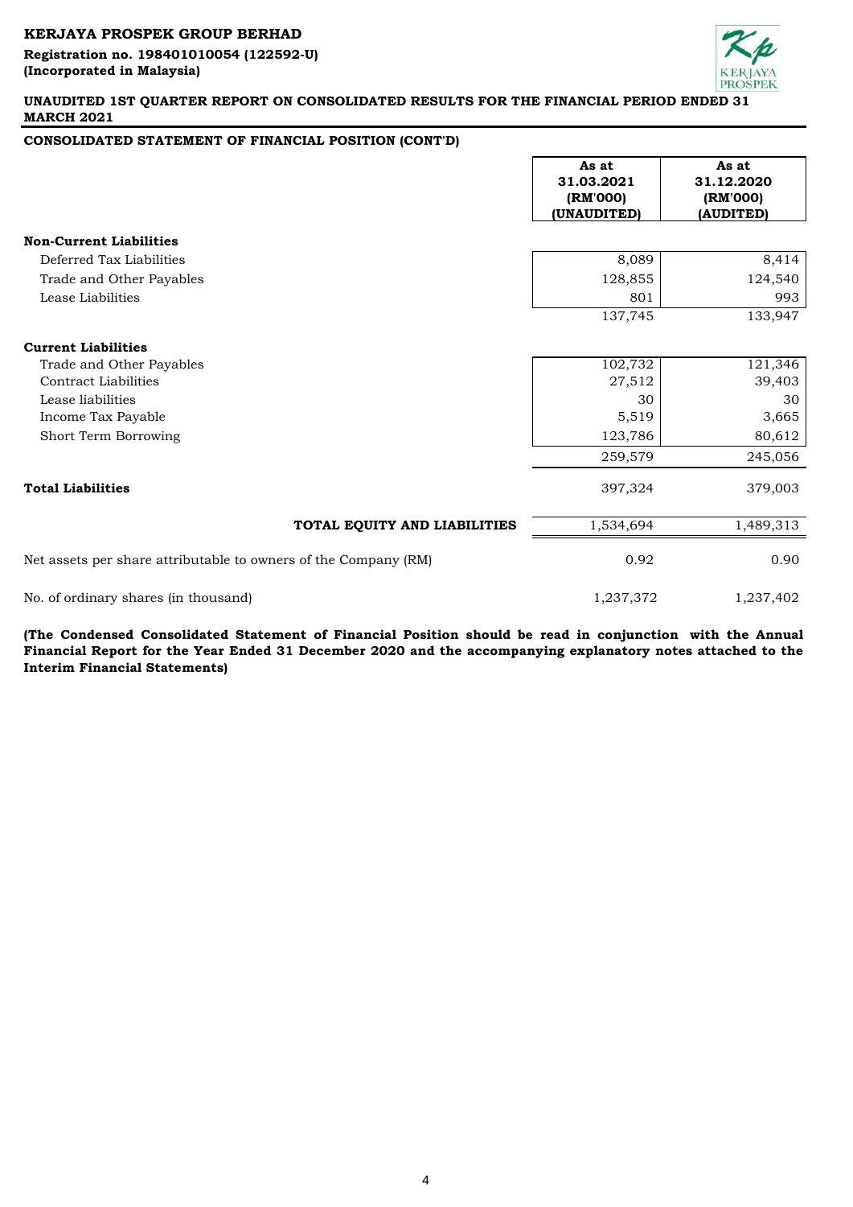**KERJAYA PROSPEK GROUP BERHAD**
**Registration no. 198401010054 (122592-U)**
**(Incorporated in Malaysia)**

**UNAUDITED 1ST QUARTER REPORT ON CONSOLIDATED RESULTS FOR THE FINANCIAL PERIOD ENDED 31 MARCH 2021**

**CONSOLIDATED STATEMENT OF FINANCIAL POSITION (CONT'D)**

| | As at 31.03.2021 (RM'000) (UNAUDITED) | As at 31.12.2020 (RM'000) (AUDITED) |
|---|---|---|
| **Non-Current Liabilities** | | |
| Deferred Tax Liabilities | 8,089 | 8,414 |
| Trade and Other Payables | 128,855 | 124,540 |
| Lease Liabilities | 801 | 993 |
| | 137,745 | 133,947 |
| **Current Liabilities** | | |
| Trade and Other Payables | 102,732 | 121,346 |
| Contract Liabilities | 27,512 | 39,403 |
| Lease liabilities | 30 | 30 |
| Income Tax Payable | 5,519 | 3,665 |
| Short Term Borrowing | 123,786 | 80,612 |
| | 259,579 | 245,056 |
| **Total Liabilities** | 397,324 | 379,003 |
| **TOTAL EQUITY AND LIABILITIES** | 1,534,694 | 1,489,313 |
| Net assets per share attributable to owners of the Company (RM) | 0.92 | 0.90 |
| No. of ordinary shares (in thousand) | 1,237,372 | 1,237,402 |

**(The Condensed Consolidated Statement of Financial Position should be read in conjunction with the Annual Financial Report for the Year Ended 31 December 2020 and the accompanying explanatory notes attached to the Interim Financial Statements)**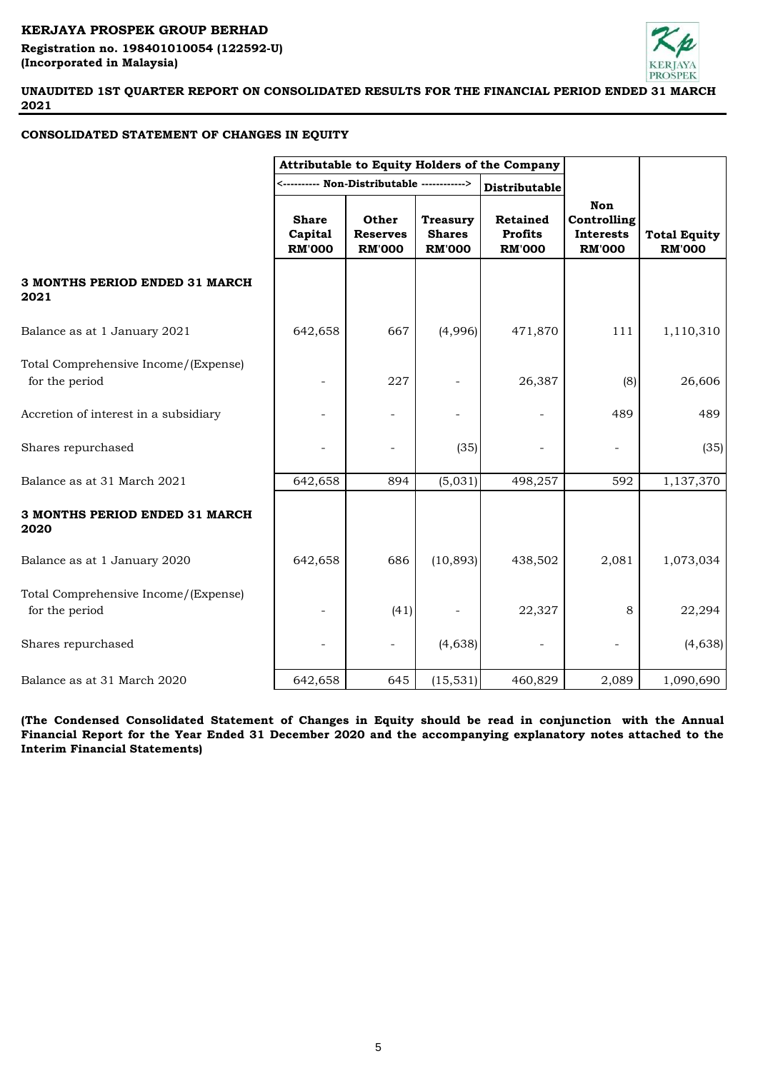**KERJAYA PROSPEK GROUP BERHAD**
**Registration no. 198401010054 (122592-U)**
**(Incorporated in Malaysia)**

**UNAUDITED 1ST QUARTER REPORT ON CONSOLIDATED RESULTS FOR THE FINANCIAL PERIOD ENDED 31 MARCH 2021**

**CONSOLIDATED STATEMENT OF CHANGES IN EQUITY**

| | Attributable to Equity Holders of the Company | | | | | |
|---|---|---|---|---|---|---|
| | <---------- Non-Distributable ------------> | | | Distributable | | |
| | Share Capital RM'000 | Other Reserves RM'000 | Treasury Shares RM'000 | Retained Profits RM'000 | Non Controlling Interests RM'000 | Total Equity RM'000 |
| **3 MONTHS PERIOD ENDED 31 MARCH 2021** | | | | | | |
| Balance as at 1 January 2021 | 642,658 | 667 | (4,996) | 471,870 | 111 | 1,110,310 |
| Total Comprehensive Income/(Expense) for the period | - | 227 | - | 26,387 | (8) | 26,606 |
| Accretion of interest in a subsidiary | - | - | - | - | 489 | 489 |
| Shares repurchased | - | - | (35) | - | - | (35) |
| Balance as at 31 March 2021 | 642,658 | 894 | (5,031) | 498,257 | 592 | 1,137,370 |
| **3 MONTHS PERIOD ENDED 31 MARCH 2020** | | | | | | |
| Balance as at 1 January 2020 | 642,658 | 686 | (10,893) | 438,502 | 2,081 | 1,073,034 |
| Total Comprehensive Income/(Expense) for the period | - | (41) | - | 22,327 | 8 | 22,294 |
| Shares repurchased | - | - | (4,638) | - | - | (4,638) |
| Balance as at 31 March 2020 | 642,658 | 645 | (15,531) | 460,829 | 2,089 | 1,090,690 |

**(The Condensed Consolidated Statement of Changes in Equity should be read in conjunction with the Annual Financial Report for the Year Ended 31 December 2020 and the accompanying explanatory notes attached to the Interim Financial Statements)**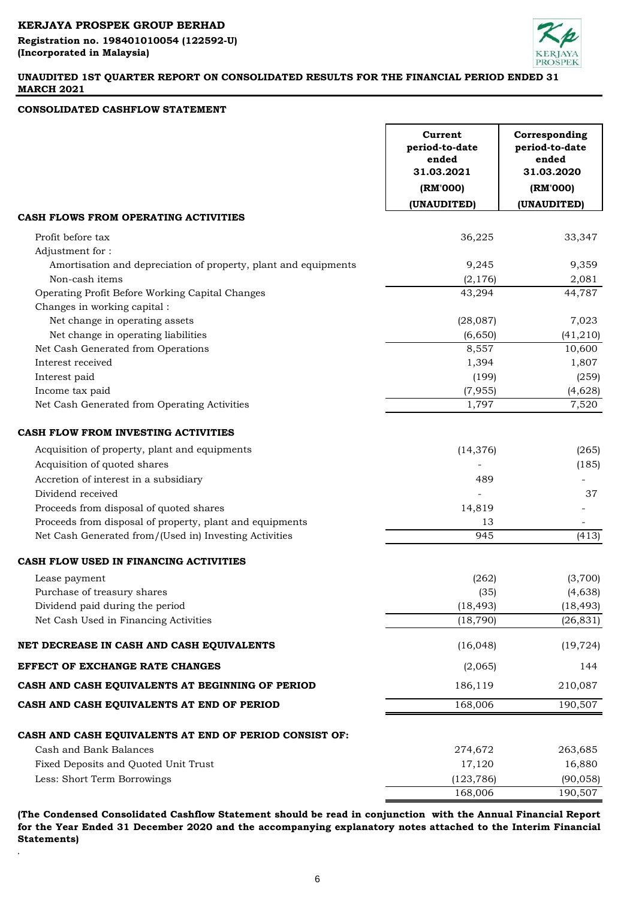**KERJAYA PROSPEK GROUP BERHAD**
**Registration no. 198401010054 (122592-U)**
**(Incorporated in Malaysia)**

**UNAUDITED 1ST QUARTER REPORT ON CONSOLIDATED RESULTS FOR THE FINANCIAL PERIOD ENDED 31 MARCH 2021**

## CONSOLIDATED CASHFLOW STATEMENT

| | Current period-to-date ended 31.03.2021 (RM'000) (UNAUDITED) | Corresponding period-to-date ended 31.03.2020 (RM'000) (UNAUDITED) |
|---|---|---|
| **CASH FLOWS FROM OPERATING ACTIVITIES** | | |
| Profit before tax | 36,225 | 33,347 |
| Adjustment for : | | |
| Amortisation and depreciation of property, plant and equipments | 9,245 | 9,359 |
| Non-cash items | (2,176) | 2,081 |
| Operating Profit Before Working Capital Changes | 43,294 | 44,787 |
| Changes in working capital : | | |
| Net change in operating assets | (28,087) | 7,023 |
| Net change in operating liabilities | (6,650) | (41,210) |
| Net Cash Generated from Operations | 8,557 | 10,600 |
| Interest received | 1,394 | 1,807 |
| Interest paid | (199) | (259) |
| Income tax paid | (7,955) | (4,628) |
| Net Cash Generated from Operating Activities | 1,797 | 7,520 |
| **CASH FLOW FROM INVESTING ACTIVITIES** | | |
| Acquisition of property, plant and equipments | (14,376) | (265) |
| Acquisition of quoted shares | - | (185) |
| Accretion of interest in a subsidiary | 489 | - |
| Dividend received | - | 37 |
| Proceeds from disposal of quoted shares | 14,819 | - |
| Proceeds from disposal of property, plant and equipments | 13 | - |
| Net Cash Generated from/(Used in) Investing Activities | 945 | (413) |
| **CASH FLOW USED IN FINANCING ACTIVITIES** | | |
| Lease payment | (262) | (3,700) |
| Purchase of treasury shares | (35) | (4,638) |
| Dividend paid during the period | (18,493) | (18,493) |
| Net Cash Used in Financing Activities | (18,790) | (26,831) |
| **NET DECREASE IN CASH AND CASH EQUIVALENTS** | (16,048) | (19,724) |
| **EFFECT OF EXCHANGE RATE CHANGES** | (2,065) | 144 |
| **CASH AND CASH EQUIVALENTS AT BEGINNING OF PERIOD** | 186,119 | 210,087 |
| **CASH AND CASH EQUIVALENTS AT END OF PERIOD** | 168,006 | 190,507 |
| **CASH AND CASH EQUIVALENTS AT END OF PERIOD CONSIST OF:** | | |
| Cash and Bank Balances | 274,672 | 263,685 |
| Fixed Deposits and Quoted Unit Trust | 17,120 | 16,880 |
| Less: Short Term Borrowings | (123,786) | (90,058) |
| | 168,006 | 190,507 |

**(The Condensed Consolidated Cashflow Statement should be read in conjunction with the Annual Financial Report for the Year Ended 31 December 2020 and the accompanying explanatory notes attached to the Interim Financial Statements)**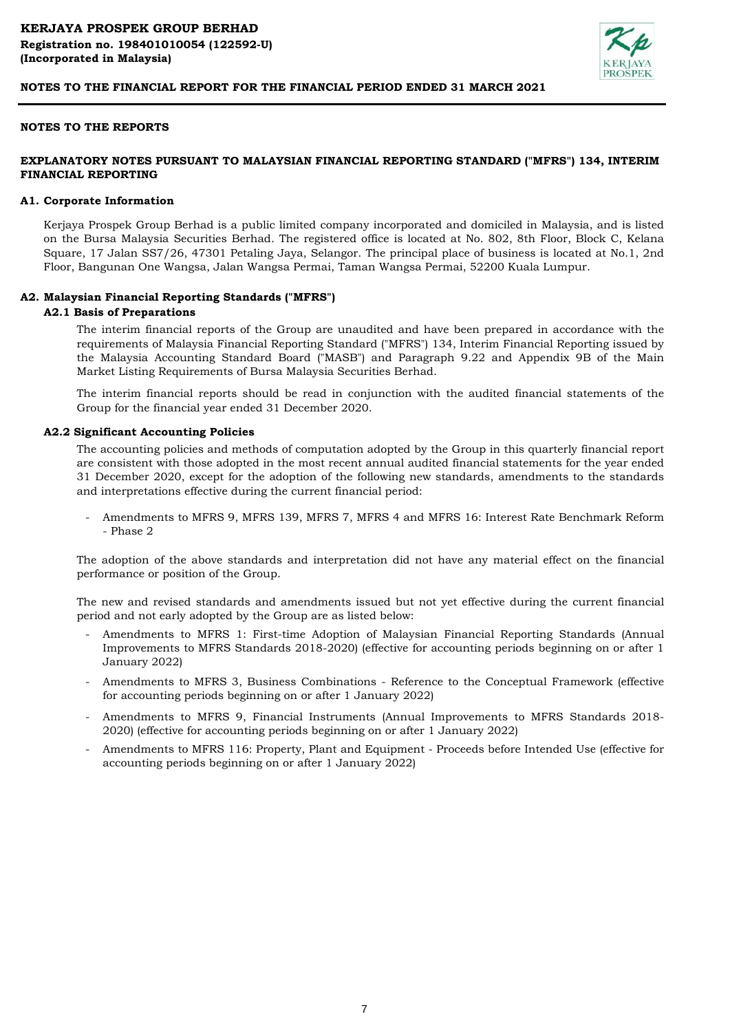## NOTES TO THE REPORTS

### EXPLANATORY NOTES PURSUANT TO MALAYSIAN FINANCIAL REPORTING STANDARD ("MFRS") 134, INTERIM FINANCIAL REPORTING

#### A1. Corporate Information

Kerjaya Prospek Group Berhad is a public limited company incorporated and domiciled in Malaysia, and is listed on the Bursa Malaysia Securities Berhad. The registered office is located at No. 802, 8th Floor, Block C, Kelana Square, 17 Jalan SS7/26, 47301 Petaling Jaya, Selangor. The principal place of business is located at No.1, 2nd Floor, Bangunan One Wangsa, Jalan Wangsa Permai, Taman Wangsa Permai, 52200 Kuala Lumpur.

#### A2. Malaysian Financial Reporting Standards ("MFRS")

##### A2.1 Basis of Preparations

The interim financial reports of the Group are unaudited and have been prepared in accordance with the requirements of Malaysia Financial Reporting Standard ("MFRS") 134, Interim Financial Reporting issued by the Malaysia Accounting Standard Board ("MASB") and Paragraph 9.22 and Appendix 9B of the Main Market Listing Requirements of Bursa Malaysia Securities Berhad.

The interim financial reports should be read in conjunction with the audited financial statements of the Group for the financial year ended 31 December 2020.

##### A2.2 Significant Accounting Policies

The accounting policies and methods of computation adopted by the Group in this quarterly financial report are consistent with those adopted in the most recent annual audited financial statements for the year ended 31 December 2020, except for the adoption of the following new standards, amendments to the standards and interpretations effective during the current financial period:

- Amendments to MFRS 9, MFRS 139, MFRS 7, MFRS 4 and MFRS 16: Interest Rate Benchmark Reform - Phase 2

The adoption of the above standards and interpretation did not have any material effect on the financial performance or position of the Group.

The new and revised standards and amendments issued but not yet effective during the current financial period and not early adopted by the Group are as listed below:

- Amendments to MFRS 1: First-time Adoption of Malaysian Financial Reporting Standards (Annual Improvements to MFRS Standards 2018-2020) (effective for accounting periods beginning on or after 1 January 2022)
- Amendments to MFRS 3, Business Combinations - Reference to the Conceptual Framework (effective for accounting periods beginning on or after 1 January 2022)
- Amendments to MFRS 9, Financial Instruments (Annual Improvements to MFRS Standards 2018-2020) (effective for accounting periods beginning on or after 1 January 2022)
- Amendments to MFRS 116: Property, Plant and Equipment - Proceeds before Intended Use (effective for accounting periods beginning on or after 1 January 2022)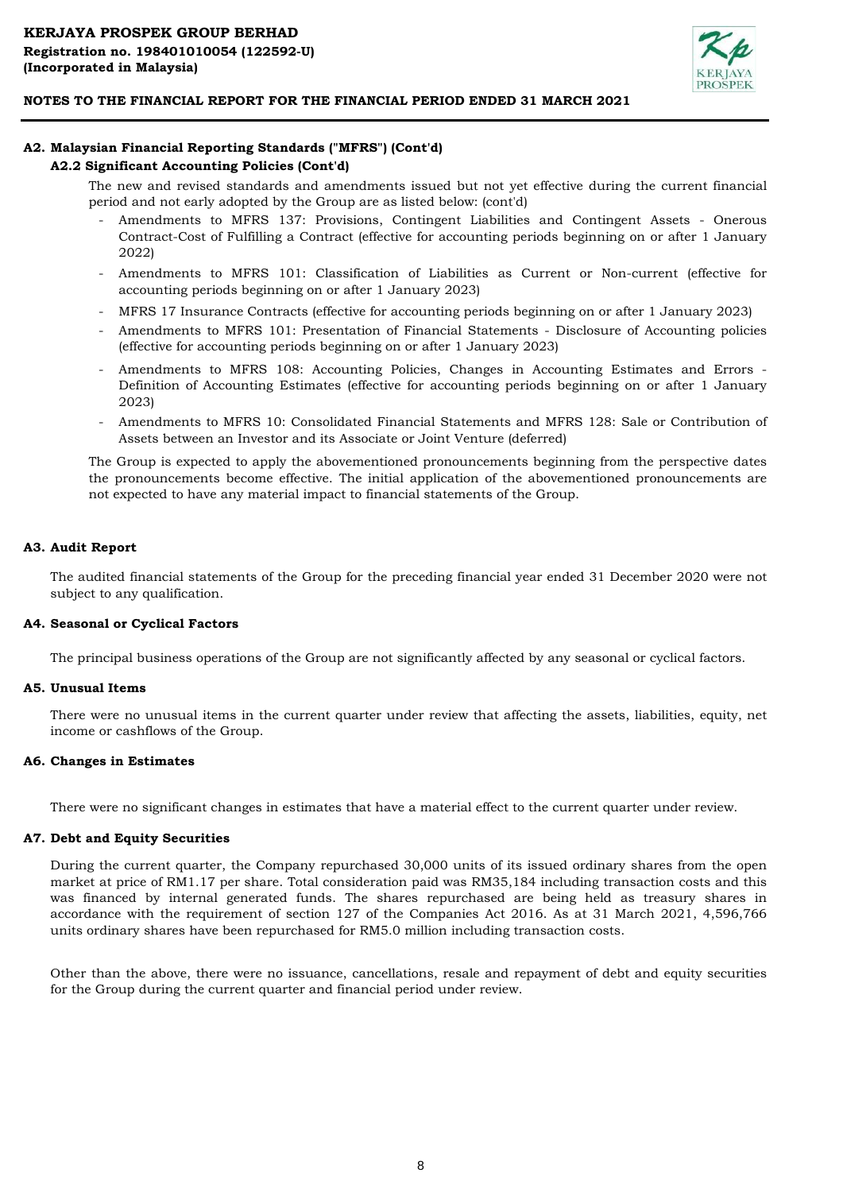## A2. Malaysian Financial Reporting Standards ("MFRS") (Cont'd)

### A2.2 Significant Accounting Policies (Cont'd)

The new and revised standards and amendments issued but not yet effective during the current financial period and not early adopted by the Group are as listed below: (cont'd)

- Amendments to MFRS 137: Provisions, Contingent Liabilities and Contingent Assets - Onerous Contract-Cost of Fulfilling a Contract (effective for accounting periods beginning on or after 1 January 2022)
- Amendments to MFRS 101: Classification of Liabilities as Current or Non-current (effective for accounting periods beginning on or after 1 January 2023)
- MFRS 17 Insurance Contracts (effective for accounting periods beginning on or after 1 January 2023)
- Amendments to MFRS 101: Presentation of Financial Statements - Disclosure of Accounting policies (effective for accounting periods beginning on or after 1 January 2023)
- Amendments to MFRS 108: Accounting Policies, Changes in Accounting Estimates and Errors - Definition of Accounting Estimates (effective for accounting periods beginning on or after 1 January 2023)
- Amendments to MFRS 10: Consolidated Financial Statements and MFRS 128: Sale or Contribution of Assets between an Investor and its Associate or Joint Venture (deferred)

The Group is expected to apply the abovementioned pronouncements beginning from the perspective dates the pronouncements become effective. The initial application of the abovementioned pronouncements are not expected to have any material impact to financial statements of the Group.

## A3. Audit Report

The audited financial statements of the Group for the preceding financial year ended 31 December 2020 were not subject to any qualification.

## A4. Seasonal or Cyclical Factors

The principal business operations of the Group are not significantly affected by any seasonal or cyclical factors.

## A5. Unusual Items

There were no unusual items in the current quarter under review that affecting the assets, liabilities, equity, net income or cashflows of the Group.

## A6. Changes in Estimates

There were no significant changes in estimates that have a material effect to the current quarter under review.

## A7. Debt and Equity Securities

During the current quarter, the Company repurchased 30,000 units of its issued ordinary shares from the open market at price of RM1.17 per share. Total consideration paid was RM35,184 including transaction costs and this was financed by internal generated funds. The shares repurchased are being held as treasury shares in accordance with the requirement of section 127 of the Companies Act 2016. As at 31 March 2021, 4,596,766 units ordinary shares have been repurchased for RM5.0 million including transaction costs.

Other than the above, there were no issuance, cancellations, resale and repayment of debt and equity securities for the Group during the current quarter and financial period under review.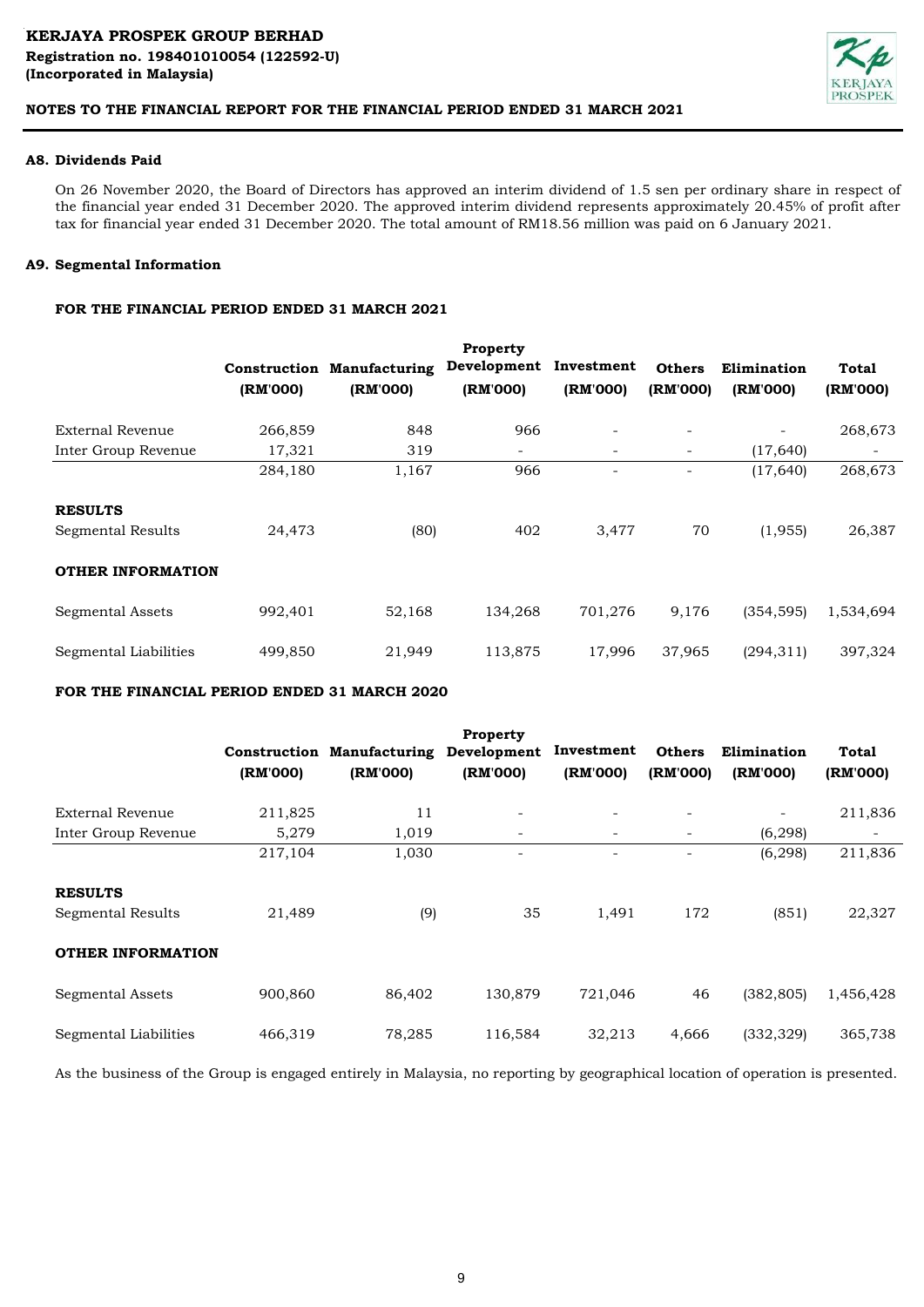### A8. Dividends Paid

On 26 November 2020, the Board of Directors has approved an interim dividend of 1.5 sen per ordinary share in respect of the financial year ended 31 December 2020. The approved interim dividend represents approximately 20.45% of profit after tax for financial year ended 31 December 2020. The total amount of RM18.56 million was paid on 6 January 2021.

### A9. Segmental Information

**FOR THE FINANCIAL PERIOD ENDED 31 MARCH 2021**

| | Construction (RM'000) | Manufacturing (RM'000) | Property Development (RM'000) | Investment (RM'000) | Others (RM'000) | Elimination (RM'000) | Total (RM'000) |
|---|---|---|---|---|---|---|---|
| External Revenue | 266,859 | 848 | 966 | - | - | - | 268,673 |
| Inter Group Revenue | 17,321 | 319 | - | - | - | (17,640) | - |
| | 284,180 | 1,167 | 966 | - | - | (17,640) | 268,673 |
| **RESULTS** | | | | | | | |
| Segmental Results | 24,473 | (80) | 402 | 3,477 | 70 | (1,955) | 26,387 |
| **OTHER INFORMATION** | | | | | | | |
| Segmental Assets | 992,401 | 52,168 | 134,268 | 701,276 | 9,176 | (354,595) | 1,534,694 |
| Segmental Liabilities | 499,850 | 21,949 | 113,875 | 17,996 | 37,965 | (294,311) | 397,324 |

**FOR THE FINANCIAL PERIOD ENDED 31 MARCH 2020**

| | Construction (RM'000) | Manufacturing (RM'000) | Property Development (RM'000) | Investment (RM'000) | Others (RM'000) | Elimination (RM'000) | Total (RM'000) |
|---|---|---|---|---|---|---|---|
| External Revenue | 211,825 | 11 | - | - | - | - | 211,836 |
| Inter Group Revenue | 5,279 | 1,019 | - | - | - | (6,298) | - |
| | 217,104 | 1,030 | - | - | - | (6,298) | 211,836 |
| **RESULTS** | | | | | | | |
| Segmental Results | 21,489 | (9) | 35 | 1,491 | 172 | (851) | 22,327 |
| **OTHER INFORMATION** | | | | | | | |
| Segmental Assets | 900,860 | 86,402 | 130,879 | 721,046 | 46 | (382,805) | 1,456,428 |
| Segmental Liabilities | 466,319 | 78,285 | 116,584 | 32,213 | 4,666 | (332,329) | 365,738 |

As the business of the Group is engaged entirely in Malaysia, no reporting by geographical location of operation is presented.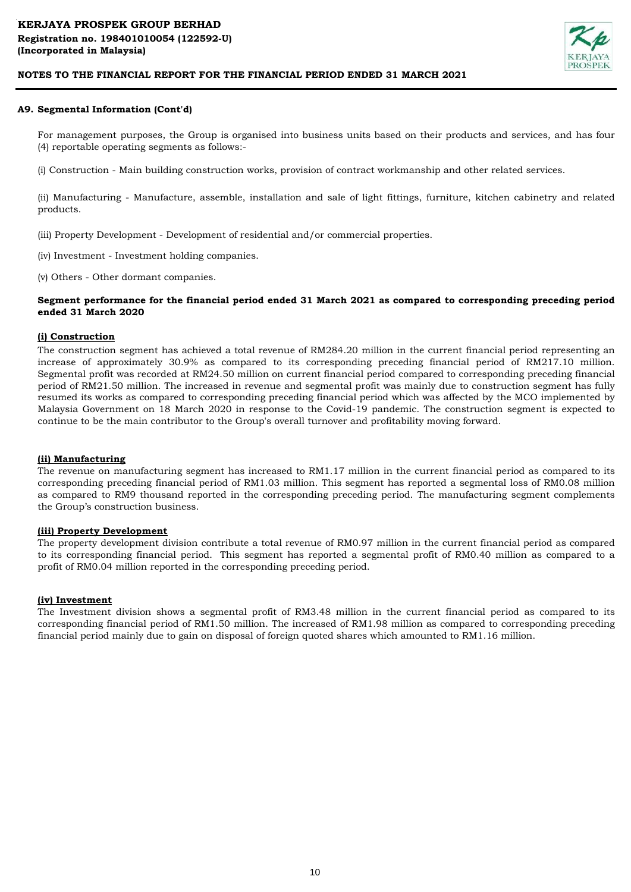KERJAYA PROSPEK GROUP BERHAD
Registration no. 198401010054 (122592-U)
(Incorporated in Malaysia)

NOTES TO THE FINANCIAL REPORT FOR THE FINANCIAL PERIOD ENDED 31 MARCH 2021

## A9. Segmental Information (Cont'd)

For management purposes, the Group is organised into business units based on their products and services, and has four (4) reportable operating segments as follows:-

(i) Construction - Main building construction works, provision of contract workmanship and other related services.

(ii) Manufacturing - Manufacture, assemble, installation and sale of light fittings, furniture, kitchen cabinetry and related products.

(iii) Property Development - Development of residential and/or commercial properties.

(iv) Investment - Investment holding companies.

(v) Others - Other dormant companies.

**Segment performance for the financial period ended 31 March 2021 as compared to corresponding preceding period ended 31 March 2020**

### (i) Construction

The construction segment has achieved a total revenue of RM284.20 million in the current financial period representing an increase of approximately 30.9% as compared to its corresponding preceding financial period of RM217.10 million. Segmental profit was recorded at RM24.50 million on current financial period compared to corresponding preceding financial period of RM21.50 million. The increased in revenue and segmental profit was mainly due to construction segment has fully resumed its works as compared to corresponding preceding financial period which was affected by the MCO implemented by Malaysia Government on 18 March 2020 in response to the Covid-19 pandemic. The construction segment is expected to continue to be the main contributor to the Group's overall turnover and profitability moving forward.

### (ii) Manufacturing

The revenue on manufacturing segment has increased to RM1.17 million in the current financial period as compared to its corresponding preceding financial period of RM1.03 million. This segment has reported a segmental loss of RM0.08 million as compared to RM9 thousand reported in the corresponding preceding period. The manufacturing segment complements the Group's construction business.

### (iii) Property Development

The property development division contribute a total revenue of RM0.97 million in the current financial period as compared to its corresponding financial period. This segment has reported a segmental profit of RM0.40 million as compared to a profit of RM0.04 million reported in the corresponding preceding period.

### (iv) Investment

The Investment division shows a segmental profit of RM3.48 million in the current financial period as compared to its corresponding financial period of RM1.50 million. The increased of RM1.98 million as compared to corresponding preceding financial period mainly due to gain on disposal of foreign quoted shares which amounted to RM1.16 million.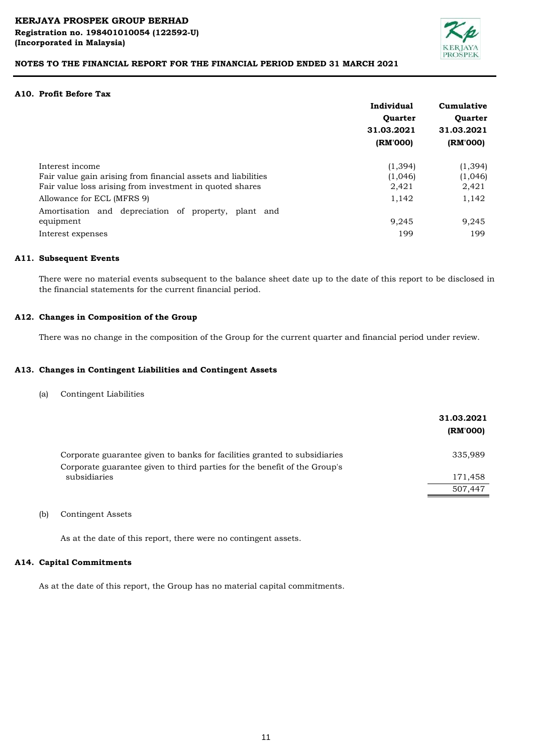## A10. Profit Before Tax

| | Individual Quarter 31.03.2021 (RM'000) | Cumulative Quarter 31.03.2021 (RM'000) |
|---|---|---|
| Interest income | (1,394) | (1,394) |
| Fair value gain arising from financial assets and liabilities | (1,046) | (1,046) |
| Fair value loss arising from investment in quoted shares | 2,421 | 2,421 |
| Allowance for ECL (MFRS 9) | 1,142 | 1,142 |
| Amortisation and depreciation of property, plant and equipment | 9,245 | 9,245 |
| Interest expenses | 199 | 199 |

## A11. Subsequent Events

There were no material events subsequent to the balance sheet date up to the date of this report to be disclosed in the financial statements for the current financial period.

## A12. Changes in Composition of the Group

There was no change in the composition of the Group for the current quarter and financial period under review.

## A13. Changes in Contingent Liabilities and Contingent Assets

(a) Contingent Liabilities

| | 31.03.2021 (RM'000) |
|---|---|
| Corporate guarantee given to banks for facilities granted to subsidiaries | 335,989 |
| Corporate guarantee given to third parties for the benefit of the Group's subsidiaries | 171,458 |
| | 507,447 |

(b) Contingent Assets

As at the date of this report, there were no contingent assets.

## A14. Capital Commitments

As at the date of this report, the Group has no material capital commitments.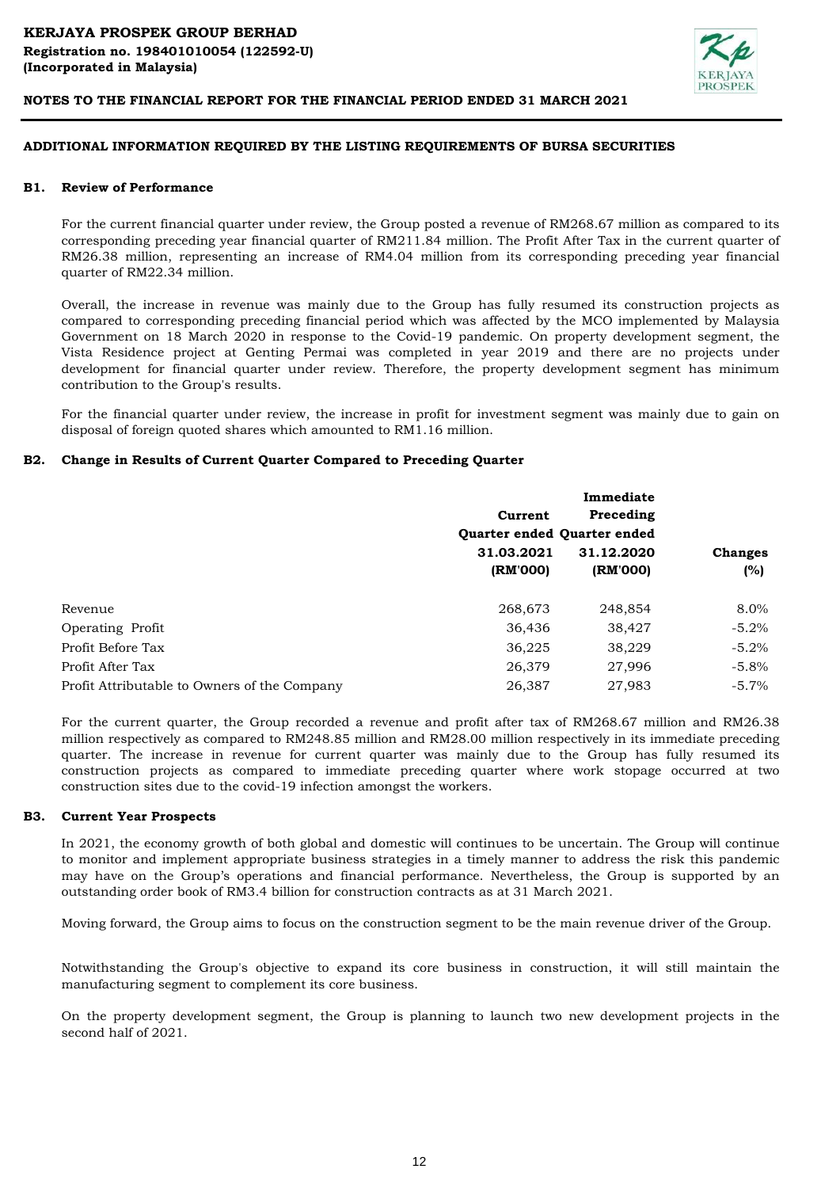**KERJAYA PROSPEK GROUP BERHAD**
**Registration no. 198401010054 (122592-U)**
**(Incorporated in Malaysia)**

**NOTES TO THE FINANCIAL REPORT FOR THE FINANCIAL PERIOD ENDED 31 MARCH 2021**

## ADDITIONAL INFORMATION REQUIRED BY THE LISTING REQUIREMENTS OF BURSA SECURITIES

### B1. Review of Performance

For the current financial quarter under review, the Group posted a revenue of RM268.67 million as compared to its corresponding preceding year financial quarter of RM211.84 million. The Profit After Tax in the current quarter of RM26.38 million, representing an increase of RM4.04 million from its corresponding preceding year financial quarter of RM22.34 million.

Overall, the increase in revenue was mainly due to the Group has fully resumed its construction projects as compared to corresponding preceding financial period which was affected by the MCO implemented by Malaysia Government on 18 March 2020 in response to the Covid-19 pandemic. On property development segment, the Vista Residence project at Genting Permai was completed in year 2019 and there are no projects under development for financial quarter under review. Therefore, the property development segment has minimum contribution to the Group's results.

For the financial quarter under review, the increase in profit for investment segment was mainly due to gain on disposal of foreign quoted shares which amounted to RM1.16 million.

### B2. Change in Results of Current Quarter Compared to Preceding Quarter

| | Current Quarter ended 31.03.2021 (RM'000) | Immediate Preceding Quarter ended 31.12.2020 (RM'000) | Changes (%) |
|---|---|---|---|
| Revenue | 268,673 | 248,854 | 8.0% |
| Operating Profit | 36,436 | 38,427 | -5.2% |
| Profit Before Tax | 36,225 | 38,229 | -5.2% |
| Profit After Tax | 26,379 | 27,996 | -5.8% |
| Profit Attributable to Owners of the Company | 26,387 | 27,983 | -5.7% |

For the current quarter, the Group recorded a revenue and profit after tax of RM268.67 million and RM26.38 million respectively as compared to RM248.85 million and RM28.00 million respectively in its immediate preceding quarter. The increase in revenue for current quarter was mainly due to the Group has fully resumed its construction projects as compared to immediate preceding quarter where work stopage occurred at two construction sites due to the covid-19 infection amongst the workers.

### B3. Current Year Prospects

In 2021, the economy growth of both global and domestic will continues to be uncertain. The Group will continue to monitor and implement appropriate business strategies in a timely manner to address the risk this pandemic may have on the Group's operations and financial performance. Nevertheless, the Group is supported by an outstanding order book of RM3.4 billion for construction contracts as at 31 March 2021.

Moving forward, the Group aims to focus on the construction segment to be the main revenue driver of the Group.

Notwithstanding the Group's objective to expand its core business in construction, it will still maintain the manufacturing segment to complement its core business.

On the property development segment, the Group is planning to launch two new development projects in the second half of 2021.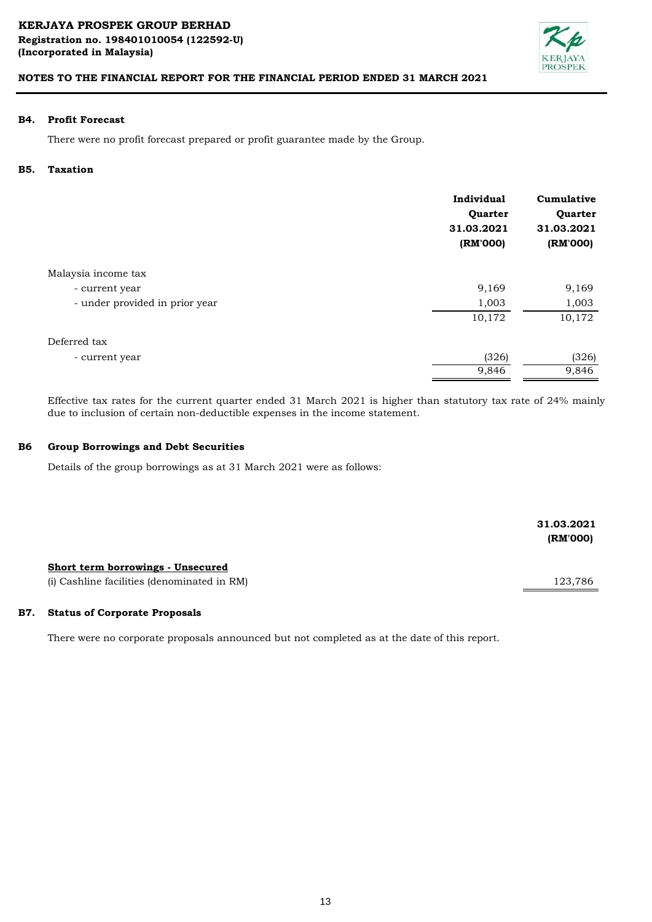### B4. Profit Forecast

There were no profit forecast prepared or profit guarantee made by the Group.

### B5. Taxation

| | Individual Quarter 31.03.2021 (RM'000) | Cumulative Quarter 31.03.2021 (RM'000) |
|---|---|---|
| Malaysia income tax | | |
| - current year | 9,169 | 9,169 |
| - under provided in prior year | 1,003 | 1,003 |
| | 10,172 | 10,172 |
| Deferred tax | | |
| - current year | (326) | (326) |
| | 9,846 | 9,846 |

Effective tax rates for the current quarter ended 31 March 2021 is higher than statutory tax rate of 24% mainly due to inclusion of certain non-deductible expenses in the income statement.

### B6 Group Borrowings and Debt Securities

Details of the group borrowings as at 31 March 2021 were as follows:

| | 31.03.2021 (RM'000) |
|---|---|
| **Short term borrowings - Unsecured** | |
| (i) Cashline facilities (denominated in RM) | 123,786 |

### B7. Status of Corporate Proposals

There were no corporate proposals announced but not completed as at the date of this report.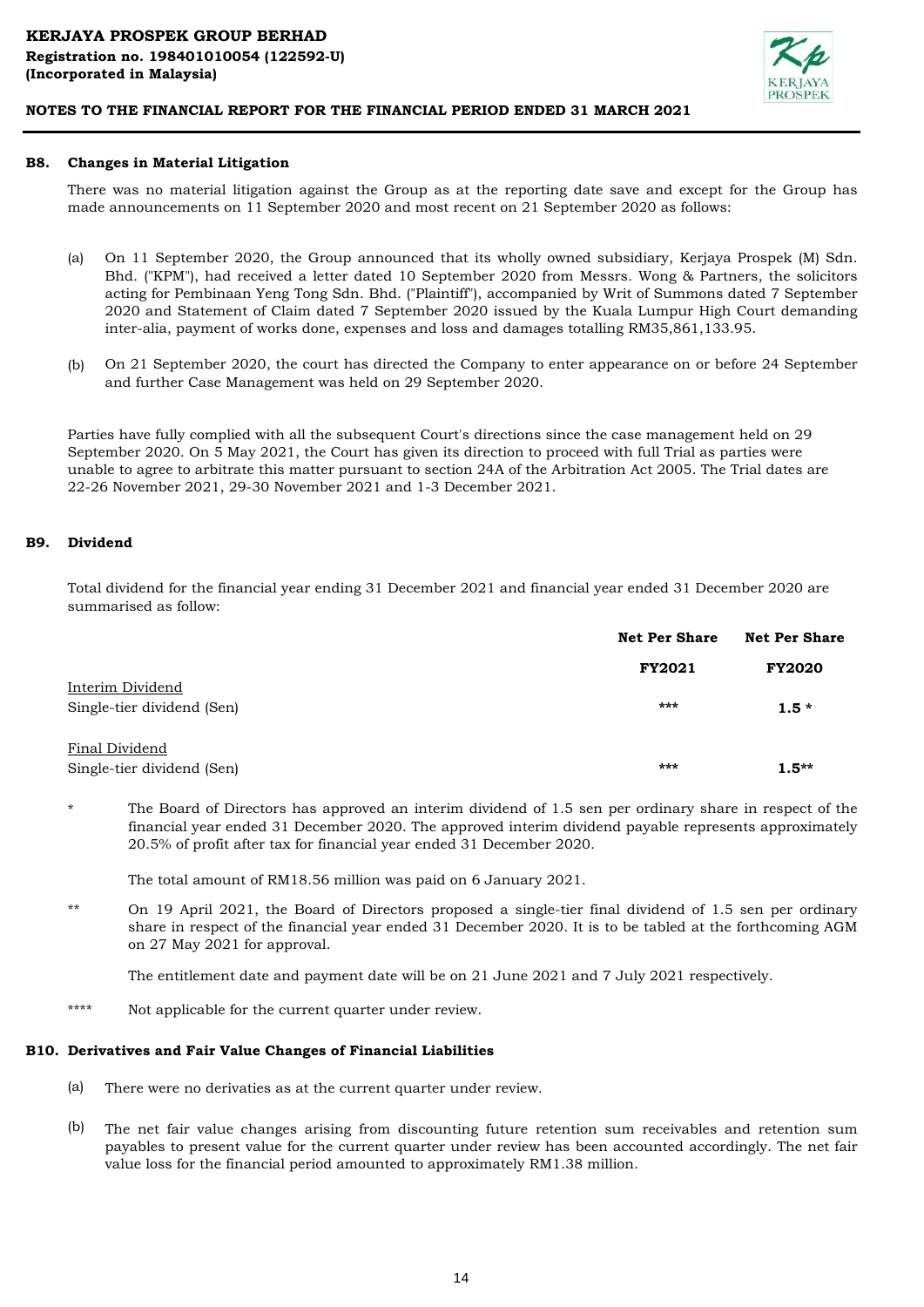## B8. Changes in Material Litigation

There was no material litigation against the Group as at the reporting date save and except for the Group has made announcements on 11 September 2020 and most recent on 21 September 2020 as follows:

(a) On 11 September 2020, the Group announced that its wholly owned subsidiary, Kerjaya Prospek (M) Sdn. Bhd. ("KPM"), had received a letter dated 10 September 2020 from Messrs. Wong & Partners, the solicitors acting for Pembinaan Yeng Tong Sdn. Bhd. ("Plaintiff"), accompanied by Writ of Summons dated 7 September 2020 and Statement of Claim dated 7 September 2020 issued by the Kuala Lumpur High Court demanding inter-alia, payment of works done, expenses and loss and damages totalling RM35,861,133.95.

(b) On 21 September 2020, the court has directed the Company to enter appearance on or before 24 September and further Case Management was held on 29 September 2020.

Parties have fully complied with all the subsequent Court's directions since the case management held on 29 September 2020. On 5 May 2021, the Court has given its direction to proceed with full Trial as parties were unable to agree to arbitrate this matter pursuant to section 24A of the Arbitration Act 2005. The Trial dates are 22-26 November 2021, 29-30 November 2021 and 1-3 December 2021.

## B9. Dividend

Total dividend for the financial year ending 31 December 2021 and financial year ended 31 December 2020 are summarised as follow:

| | Net Per Share | Net Per Share |
|---|---|---|
| | **FY2021** | **FY2020** |
| Interim Dividend | | |
| Single-tier dividend (Sen) | *** | **1.5 *** |
| Final Dividend | | |
| Single-tier dividend (Sen) | *** | **1.5**** |

\* The Board of Directors has approved an interim dividend of 1.5 sen per ordinary share in respect of the financial year ended 31 December 2020. The approved interim dividend payable represents approximately 20.5% of profit after tax for financial year ended 31 December 2020.

The total amount of RM18.56 million was paid on 6 January 2021.

** On 19 April 2021, the Board of Directors proposed a single-tier final dividend of 1.5 sen per ordinary share in respect of the financial year ended 31 December 2020. It is to be tabled at the forthcoming AGM on 27 May 2021 for approval.

The entitlement date and payment date will be on 21 June 2021 and 7 July 2021 respectively.

**** Not applicable for the current quarter under review.

## B10. Derivatives and Fair Value Changes of Financial Liabilities

(a) There were no derivaties as at the current quarter under review.

(b) The net fair value changes arising from discounting future retention sum receivables and retention sum payables to present value for the current quarter under review has been accounted accordingly. The net fair value loss for the financial period amounted to approximately RM1.38 million.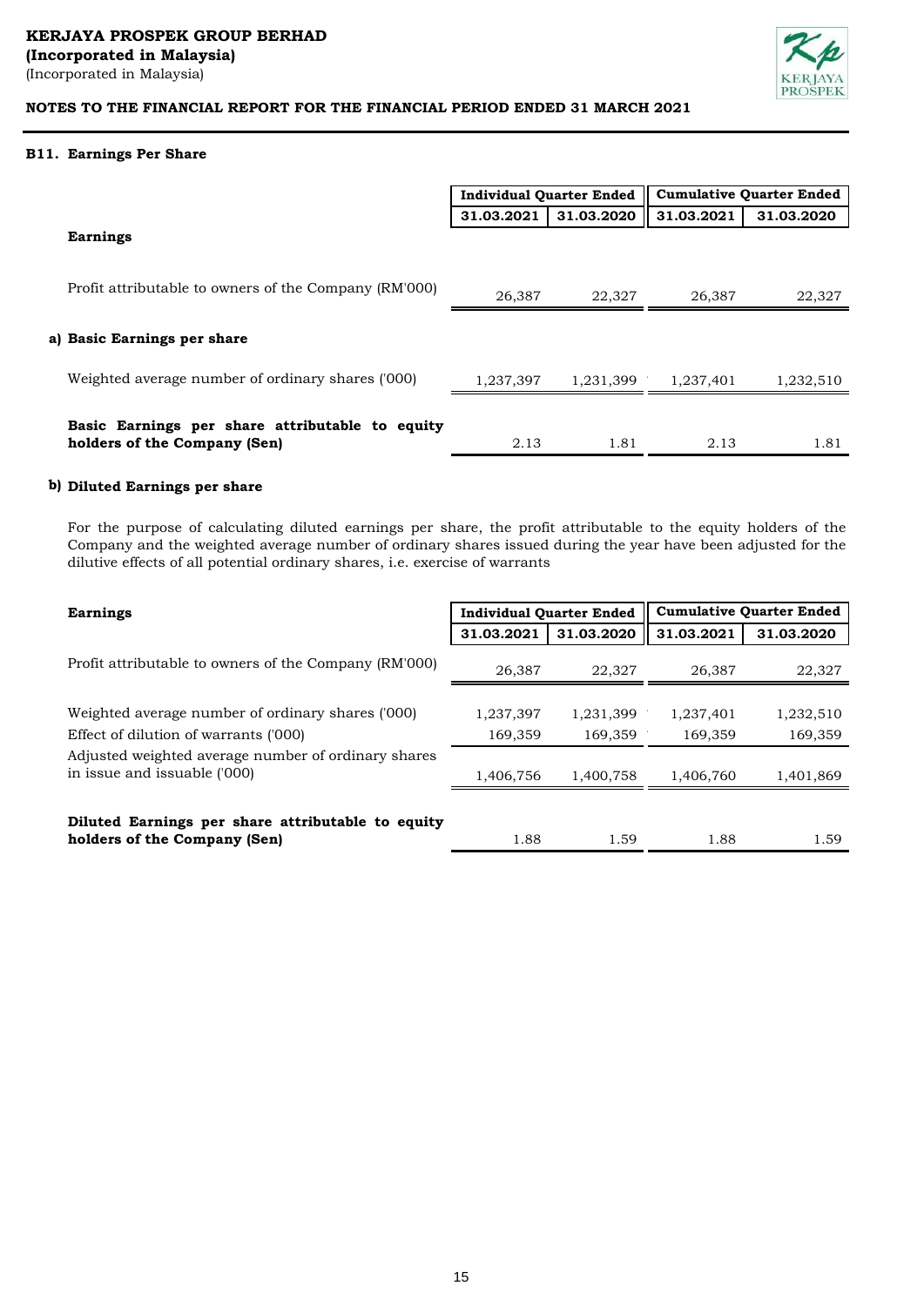**KERJAYA PROSPEK GROUP BERHAD**
**(Incorporated in Malaysia)**
(Incorporated in Malaysia)

**NOTES TO THE FINANCIAL REPORT FOR THE FINANCIAL PERIOD ENDED 31 MARCH 2021**

### B11. Earnings Per Share

| | Individual Quarter Ended | | Cumulative Quarter Ended | |
|---|---|---|---|---|
| | 31.03.2021 | 31.03.2020 | 31.03.2021 | 31.03.2020 |
| **Earnings** | | | | |
| Profit attributable to owners of the Company (RM'000) | 26,387 | 22,327 | 26,387 | 22,327 |
| **a) Basic Earnings per share** | | | | |
| Weighted average number of ordinary shares ('000) | 1,237,397 | 1,231,399 | 1,237,401 | 1,232,510 |
| **Basic Earnings per share attributable to equity holders of the Company (Sen)** | 2.13 | 1.81 | 2.13 | 1.81 |

**b) Diluted Earnings per share**

For the purpose of calculating diluted earnings per share, the profit attributable to the equity holders of the Company and the weighted average number of ordinary shares issued during the year have been adjusted for the dilutive effects of all potential ordinary shares, i.e. exercise of warrants

| **Earnings** | Individual Quarter Ended | | Cumulative Quarter Ended | |
|---|---|---|---|---|
| | 31.03.2021 | 31.03.2020 | 31.03.2021 | 31.03.2020 |
| Profit attributable to owners of the Company (RM'000) | 26,387 | 22,327 | 26,387 | 22,327 |
| Weighted average number of ordinary shares ('000) | 1,237,397 | 1,231,399 | 1,237,401 | 1,232,510 |
| Effect of dilution of warrants ('000) | 169,359 | 169,359 | 169,359 | 169,359 |
| Adjusted weighted average number of ordinary shares in issue and issuable ('000) | 1,406,756 | 1,400,758 | 1,406,760 | 1,401,869 |
| **Diluted Earnings per share attributable to equity holders of the Company (Sen)** | 1.88 | 1.59 | 1.88 | 1.59 |